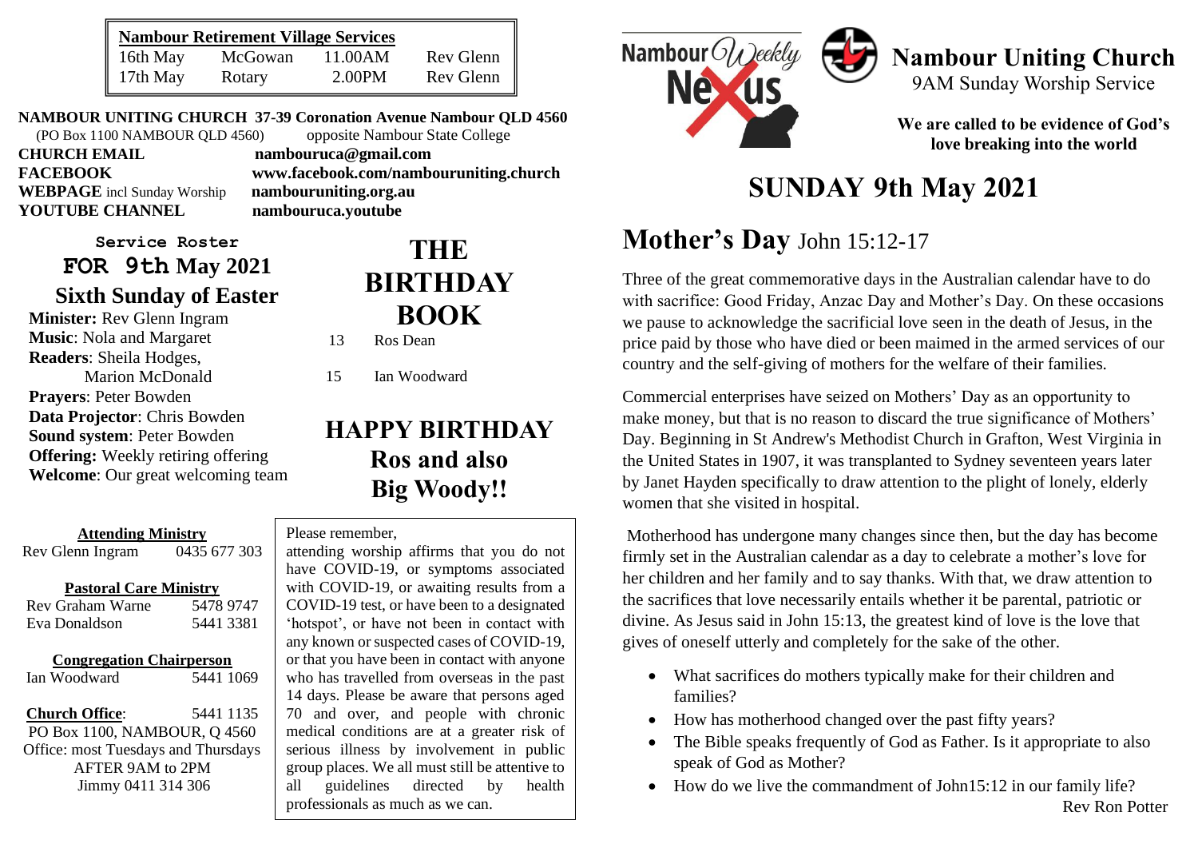| Nambour Retirement Village Services | | | |
|---|---|---|---|
| 16th May | McGowan | 11.00AM | Rev Glenn |
| 17th May | Rotary | 2.00PM | Rev Glenn |

**NAMBOUR UNITING CHURCH 37-39 Coronation Avenue Nambour QLD 4560**
(PO Box 1100 NAMBOUR QLD 4560) opposite Nambour State College

**CHURCH EMAIL** **nambouruca@gmail.com**
**FACEBOOK** **www.facebook.com/nambouruniting.church**
**WEBPAGE** incl Sunday Worship **nambouruniting.org.au**
**YOUTUBE CHANNEL** **nambouruca.youtube**

**Service Roster**
**FOR 9th May 2021**
**Sixth Sunday of Easter**

**Minister:** Rev Glenn Ingram
**Music**: Nola and Margaret
**Readers**: Sheila Hodges, Marion McDonald
**Prayers**: Peter Bowden
**Data Projector**: Chris Bowden
**Sound system**: Peter Bowden
**Offering:** Weekly retiring offering
**Welcome**: Our great welcoming team

## THE BIRTHDAY BOOK

13 Ros Dean

15 Ian Woodward

## HAPPY BIRTHDAY Ros and also Big Woody!!

**Attending Ministry**
Rev Glenn Ingram 0435 677 303

**Pastoral Care Ministry**
Rev Graham Warne 5478 9747
Eva Donaldson 5441 3381

**Congregation Chairperson**
Ian Woodward 5441 1069

**Church Office**: 5441 1135
PO Box 1100, NAMBOUR, Q 4560
Office: most Tuesdays and Thursdays AFTER 9AM to 2PM
Jimmy 0411 314 306

Please remember,
attending worship affirms that you do not have COVID-19, or symptoms associated with COVID-19, or awaiting results from a COVID-19 test, or have been to a designated 'hotspot', or have not been in contact with any known or suspected cases of COVID-19, or that you have been in contact with anyone who has travelled from overseas in the past 14 days. Please be aware that persons aged 70 and over, and people with chronic medical conditions are at a greater risk of serious illness by involvement in public group places. We all must still be attentive to all guidelines directed by health professionals as much as we can.

Nambour Weekly Nexus

# Nambour Uniting Church

9AM Sunday Worship Service

**We are called to be evidence of God's love breaking into the world**

# SUNDAY 9th May 2021

## Mother's Day John 15:12-17

Three of the great commemorative days in the Australian calendar have to do with sacrifice: Good Friday, Anzac Day and Mother's Day. On these occasions we pause to acknowledge the sacrificial love seen in the death of Jesus, in the price paid by those who have died or been maimed in the armed services of our country and the self-giving of mothers for the welfare of their families.

Commercial enterprises have seized on Mothers' Day as an opportunity to make money, but that is no reason to discard the true significance of Mothers' Day. Beginning in St Andrew's Methodist Church in Grafton, West Virginia in the United States in 1907, it was transplanted to Sydney seventeen years later by Janet Hayden specifically to draw attention to the plight of lonely, elderly women that she visited in hospital.

Motherhood has undergone many changes since then, but the day has become firmly set in the Australian calendar as a day to celebrate a mother's love for her children and her family and to say thanks. With that, we draw attention to the sacrifices that love necessarily entails whether it be parental, patriotic or divine. As Jesus said in John 15:13, the greatest kind of love is the love that gives of oneself utterly and completely for the sake of the other.

- What sacrifices do mothers typically make for their children and families?
- How has motherhood changed over the past fifty years?
- The Bible speaks frequently of God as Father. Is it appropriate to also speak of God as Mother?
- How do we live the commandment of John15:12 in our family life?

Rev Ron Potter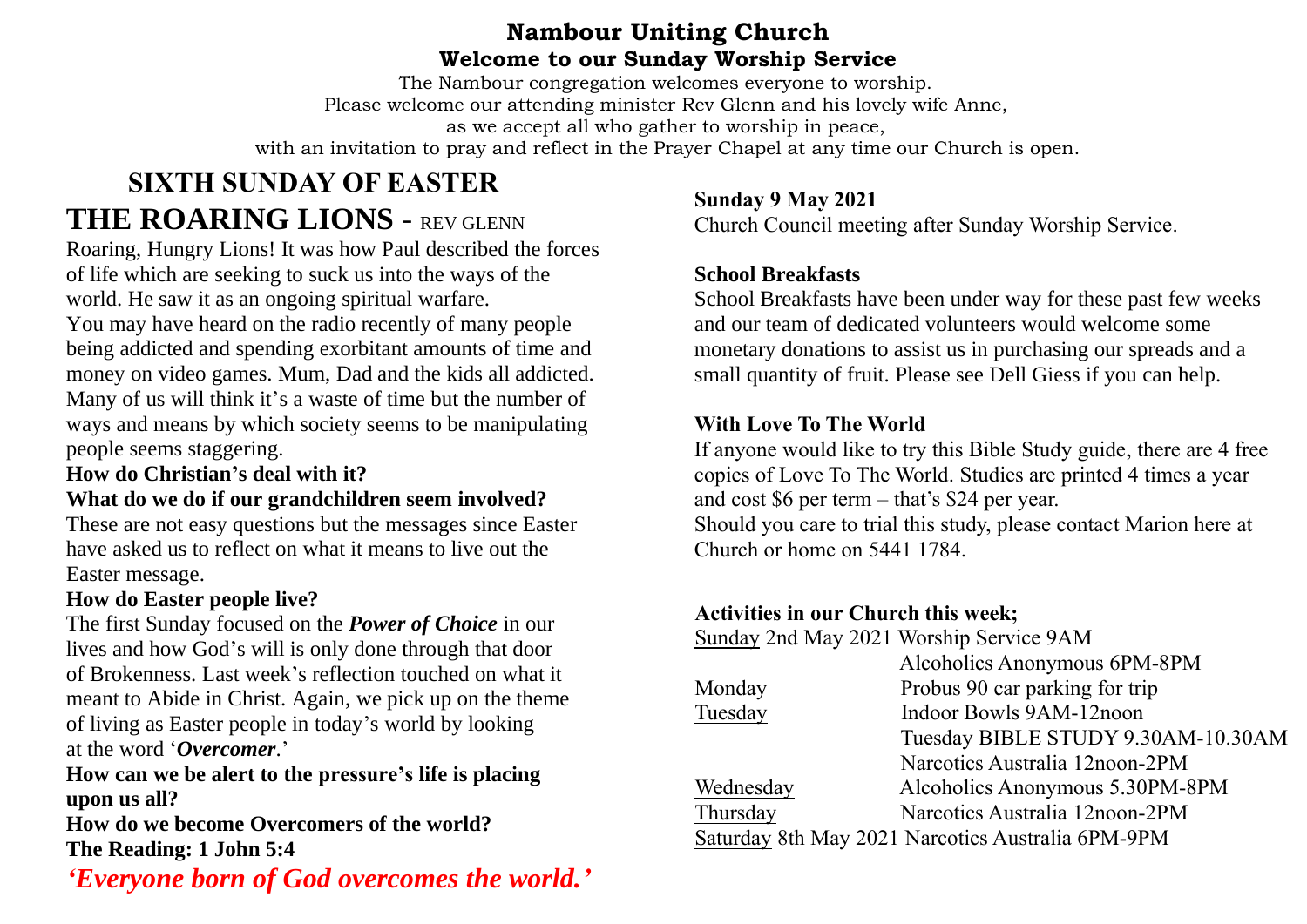# Nambour Uniting Church

## Welcome to our Sunday Worship Service

The Nambour congregation welcomes everyone to worship.
Please welcome our attending minister Rev Glenn and his lovely wife Anne,
as we accept all who gather to worship in peace,
with an invitation to pray and reflect in the Prayer Chapel at any time our Church is open.

## SIXTH SUNDAY OF EASTER

## THE ROARING LIONS - REV GLENN

Roaring, Hungry Lions! It was how Paul described the forces of life which are seeking to suck us into the ways of the world. He saw it as an ongoing spiritual warfare.
You may have heard on the radio recently of many people being addicted and spending exorbitant amounts of time and money on video games. Mum, Dad and the kids all addicted. Many of us will think it's a waste of time but the number of ways and means by which society seems to be manipulating people seems staggering.

**How do Christian's deal with it?**

**What do we do if our grandchildren seem involved?**

These are not easy questions but the messages since Easter have asked us to reflect on what it means to live out the Easter message.

**How do Easter people live?**

The first Sunday focused on the ***Power of Choice*** in our lives and how God's will is only done through that door of Brokenness. Last week's reflection touched on what it meant to Abide in Christ. Again, we pick up on the theme of living as Easter people in today's world by looking at the word '***Overcomer***.'

**How can we be alert to the pressure's life is placing upon us all?**

**How do we become Overcomers of the world?**

**The Reading: 1 John 5:4**

***'Everyone born of God overcomes the world.'***

**Sunday 9 May 2021**

Church Council meeting after Sunday Worship Service.

**School Breakfasts**

School Breakfasts have been under way for these past few weeks and our team of dedicated volunteers would welcome some monetary donations to assist us in purchasing our spreads and a small quantity of fruit. Please see Dell Giess if you can help.

**With Love To The World**

If anyone would like to try this Bible Study guide, there are 4 free copies of Love To The World. Studies are printed 4 times a year and cost $6 per term – that's $24 per year.
Should you care to trial this study, please contact Marion here at Church or home on 5441 1784.

**Activities in our Church this week;**

| | |
|---|---|
| Sunday 2nd May 2021 | Worship Service 9AM |
| | Alcoholics Anonymous 6PM-8PM |
| Monday | Probus 90 car parking for trip |
| Tuesday | Indoor Bowls 9AM-12noon |
| | Tuesday BIBLE STUDY 9.30AM-10.30AM |
| | Narcotics Australia 12noon-2PM |
| Wednesday | Alcoholics Anonymous 5.30PM-8PM |
| Thursday | Narcotics Australia 12noon-2PM |
| Saturday 8th May 2021 | Narcotics Australia 6PM-9PM |